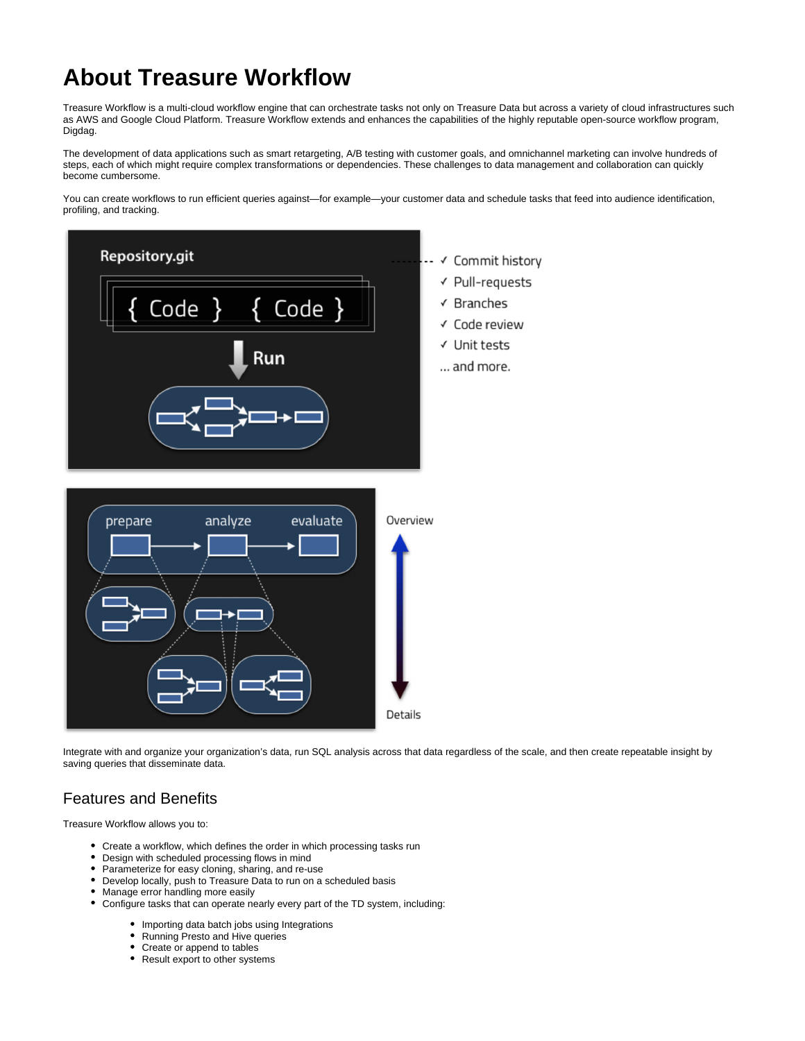# About Treasure Workflow

Treasure Workflow is a multi-cloud workflow engine that can orchestrate tasks not only on Treasure Data but across a variety of cloud infrastructures such as AWS and Google Cloud Platform. Treasure Workflow extends and enhances the capabilities of the highly reputable open-source workflow program, Digdag.

The development of data applications such as smart retargeting, A/B testing with customer goals, and omnichannel marketing can involve hundreds of steps, each of which might require complex transformations or dependencies. These challenges to data management and collaboration can quickly become cumbersome.

You can create workflows to run efficient queries against—for example—your customer data and schedule tasks that feed into audience identification, profiling, and tracking.

Integrate with and organize your organization's data, run SQL analysis across that data regardless of the scale, and then create repeatable insight by saving queries that disseminate data.

## Features and Benefits

Treasure Workflow allows you to:

- Create a workflow, which defines the order in which processing tasks run
- Design with scheduled processing flows in mind
- Parameterize for easy cloning, sharing, and re-use
- Develop locally, push to Treasure Data to run on a scheduled basis
- Manage error handling more easily
- Configure tasks that can operate nearly every part of the TD system, including:
  - Importing data batch jobs using Integrations
  - Running Presto and Hive queries
  - Create or append to tables
  - Result export to other systems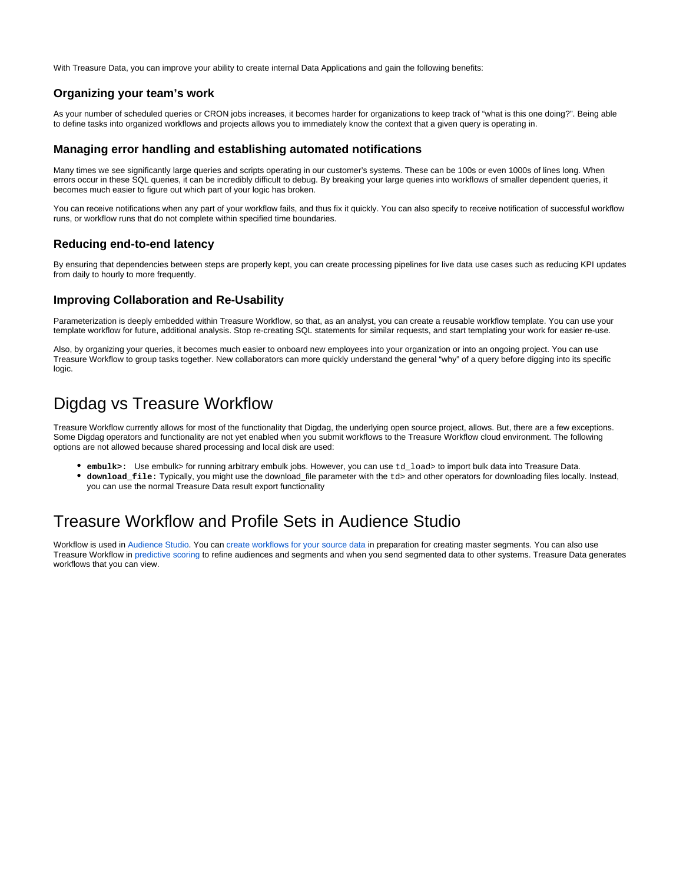With Treasure Data, you can improve your ability to create internal Data Applications and gain the following benefits:

### Organizing your team's work

As your number of scheduled queries or CRON jobs increases, it becomes harder for organizations to keep track of "what is this one doing?". Being able to define tasks into organized workflows and projects allows you to immediately know the context that a given query is operating in.

### Managing error handling and establishing automated notifications

Many times we see significantly large queries and scripts operating in our customer's systems. These can be 100s or even 1000s of lines long. When errors occur in these SQL queries, it can be incredibly difficult to debug. By breaking your large queries into workflows of smaller dependent queries, it becomes much easier to figure out which part of your logic has broken.

You can receive notifications when any part of your workflow fails, and thus fix it quickly. You can also specify to receive notification of successful workflow runs, or workflow runs that do not complete within specified time boundaries.

### Reducing end-to-end latency

By ensuring that dependencies between steps are properly kept, you can create processing pipelines for live data use cases such as reducing KPI updates from daily to hourly to more frequently.

### Improving Collaboration and Re-Usability

Parameterization is deeply embedded within Treasure Workflow, so that, as an analyst, you can create a reusable workflow template. You can use your template workflow for future, additional analysis. Stop re-creating SQL statements for similar requests, and start templating your work for easier re-use.

Also, by organizing your queries, it becomes much easier to onboard new employees into your organization or into an ongoing project. You can use Treasure Workflow to group tasks together. New collaborators can more quickly understand the general "why" of a query before digging into its specific logic.

## Digdag vs Treasure Workflow

Treasure Workflow currently allows for most of the functionality that Digdag, the underlying open source project, allows. But, there are a few exceptions. Some Digdag operators and functionality are not yet enabled when you submit workflows to the Treasure Workflow cloud environment. The following options are not allowed because shared processing and local disk are used:

- **`embulk>:`** Use embulk> for running arbitrary embulk jobs. However, you can use `td_load>` to import bulk data into Treasure Data.
- **`download_file:`** Typically, you might use the download_file parameter with the `td>` and other operators for downloading files locally. Instead, you can use the normal Treasure Data result export functionality

## Treasure Workflow and Profile Sets in Audience Studio

Workflow is used in Audience Studio. You can create workflows for your source data in preparation for creating master segments. You can also use Treasure Workflow in predictive scoring to refine audiences and segments and when you send segmented data to other systems. Treasure Data generates workflows that you can view.